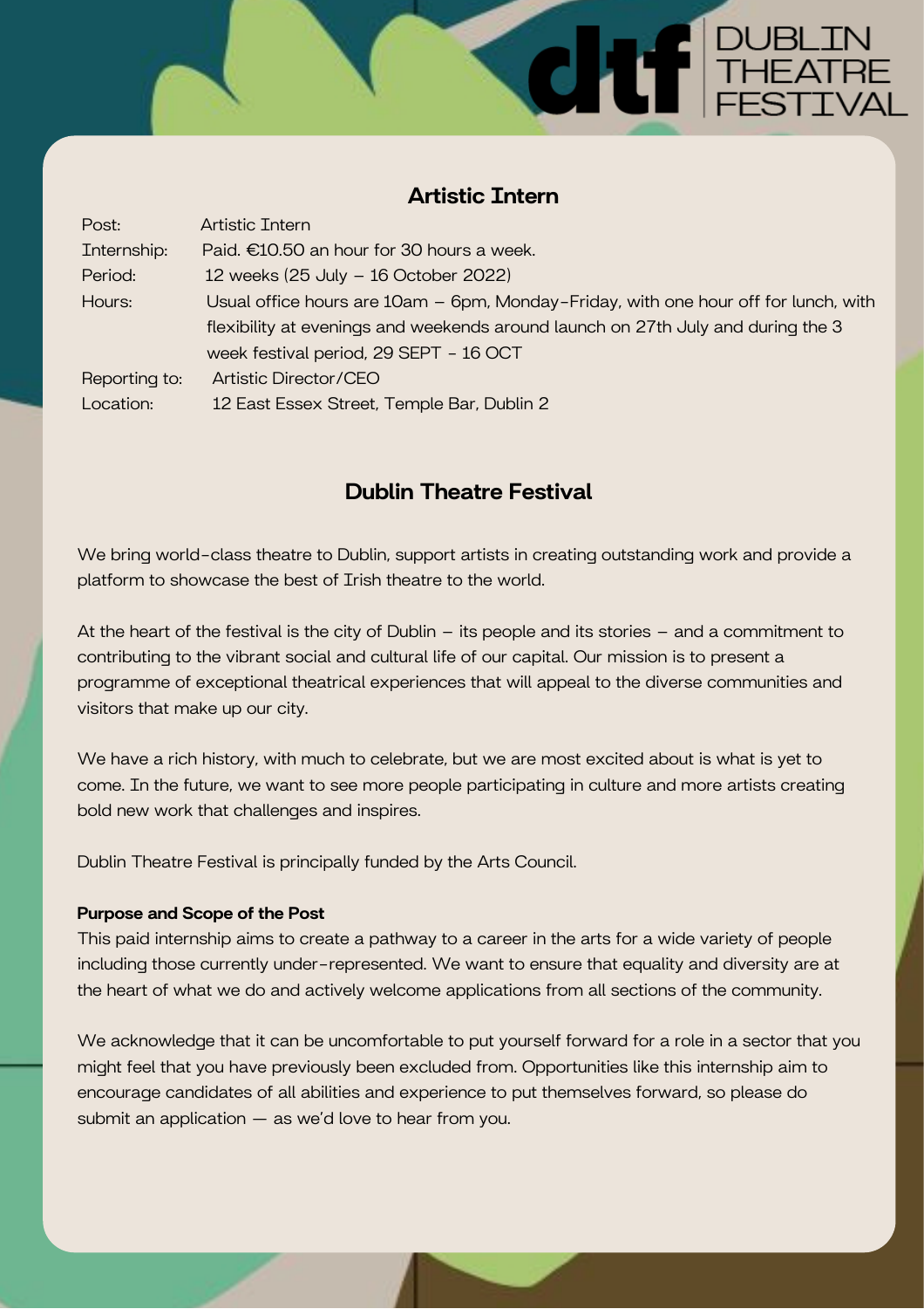# Artistic Intern

| | |
|---|---|
| Post: | Artistic Intern |
| Internship: | Paid. €10.50 an hour for 30 hours a week. |
| Period: | 12 weeks (25 July – 16 October 2022) |
| Hours: | Usual office hours are 10am – 6pm, Monday-Friday, with one hour off for lunch, with flexibility at evenings and weekends around launch on 27th July and during the 3 week festival period, 29 SEPT - 16 OCT |
| Reporting to: | Artistic Director/CEO |
| Location: | 12 East Essex Street, Temple Bar, Dublin 2 |

## Dublin Theatre Festival

We bring world-class theatre to Dublin, support artists in creating outstanding work and provide a platform to showcase the best of Irish theatre to the world.

At the heart of the festival is the city of Dublin – its people and its stories – and a commitment to contributing to the vibrant social and cultural life of our capital. Our mission is to present a programme of exceptional theatrical experiences that will appeal to the diverse communities and visitors that make up our city.

We have a rich history, with much to celebrate, but we are most excited about is what is yet to come. In the future, we want to see more people participating in culture and more artists creating bold new work that challenges and inspires.

Dublin Theatre Festival is principally funded by the Arts Council.

**Purpose and Scope of the Post**

This paid internship aims to create a pathway to a career in the arts for a wide variety of people including those currently under-represented. We want to ensure that equality and diversity are at the heart of what we do and actively welcome applications from all sections of the community.

We acknowledge that it can be uncomfortable to put yourself forward for a role in a sector that you might feel that you have previously been excluded from. Opportunities like this internship aim to encourage candidates of all abilities and experience to put themselves forward, so please do submit an application — as we'd love to hear from you.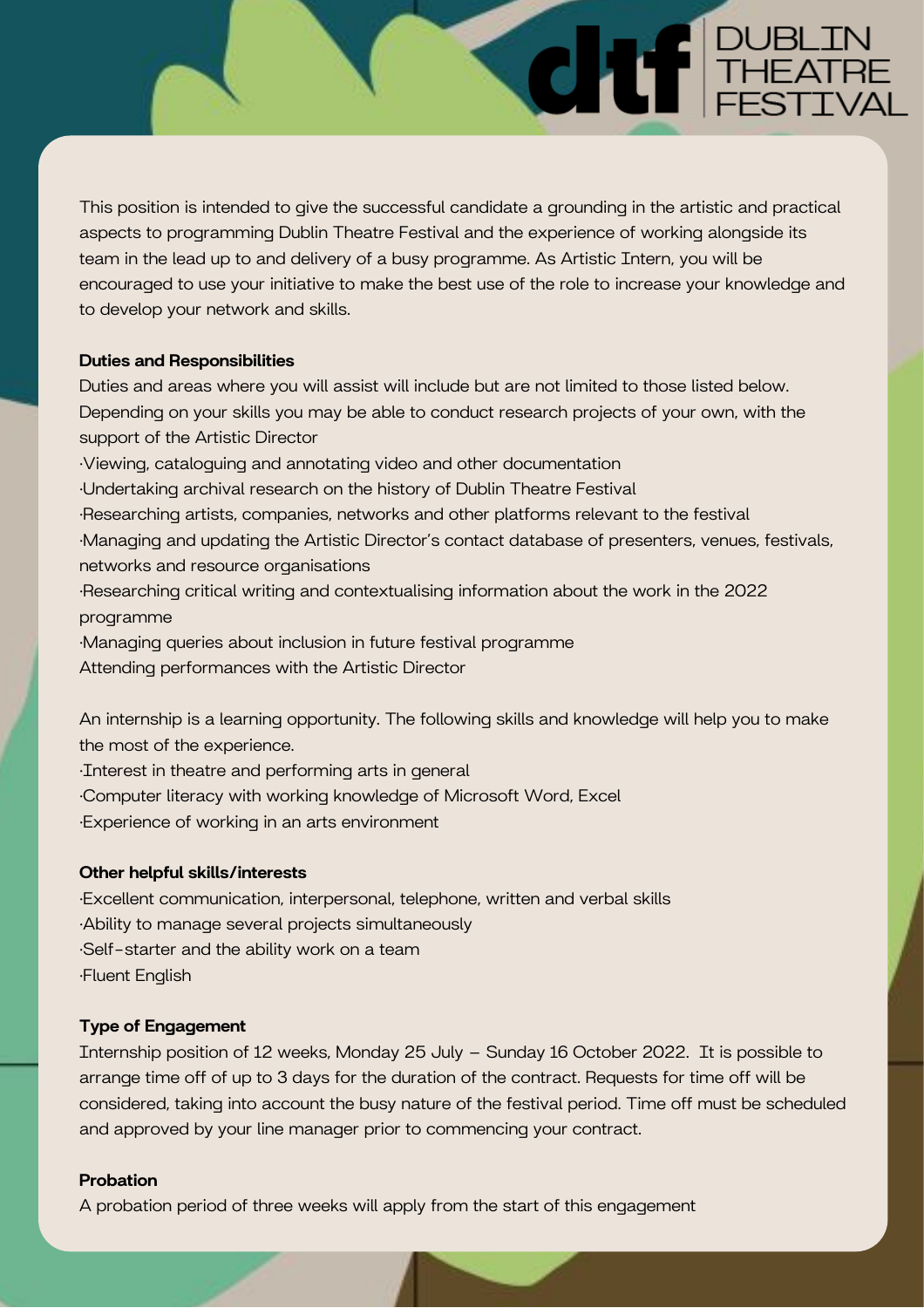This position is intended to give the successful candidate a grounding in the artistic and practical aspects to programming Dublin Theatre Festival and the experience of working alongside its team in the lead up to and delivery of a busy programme. As Artistic Intern, you will be encouraged to use your initiative to make the best use of the role to increase your knowledge and to develop your network and skills.

**Duties and Responsibilities**

Duties and areas where you will assist will include but are not limited to those listed below. Depending on your skills you may be able to conduct research projects of your own, with the support of the Artistic Director

- Viewing, cataloguing and annotating video and other documentation
- Undertaking archival research on the history of Dublin Theatre Festival
- Researching artists, companies, networks and other platforms relevant to the festival
- Managing and updating the Artistic Director's contact database of presenters, venues, festivals, networks and resource organisations
- Researching critical writing and contextualising information about the work in the 2022 programme
- Managing queries about inclusion in future festival programme

Attending performances with the Artistic Director

An internship is a learning opportunity. The following skills and knowledge will help you to make the most of the experience.

- Interest in theatre and performing arts in general
- Computer literacy with working knowledge of Microsoft Word, Excel
- Experience of working in an arts environment

**Other helpful skills/interests**

- Excellent communication, interpersonal, telephone, written and verbal skills
- Ability to manage several projects simultaneously
- Self-starter and the ability work on a team
- Fluent English

**Type of Engagement**

Internship position of 12 weeks, Monday 25 July – Sunday 16 October 2022. It is possible to arrange time off of up to 3 days for the duration of the contract. Requests for time off will be considered, taking into account the busy nature of the festival period. Time off must be scheduled and approved by your line manager prior to commencing your contract.

**Probation**

A probation period of three weeks will apply from the start of this engagement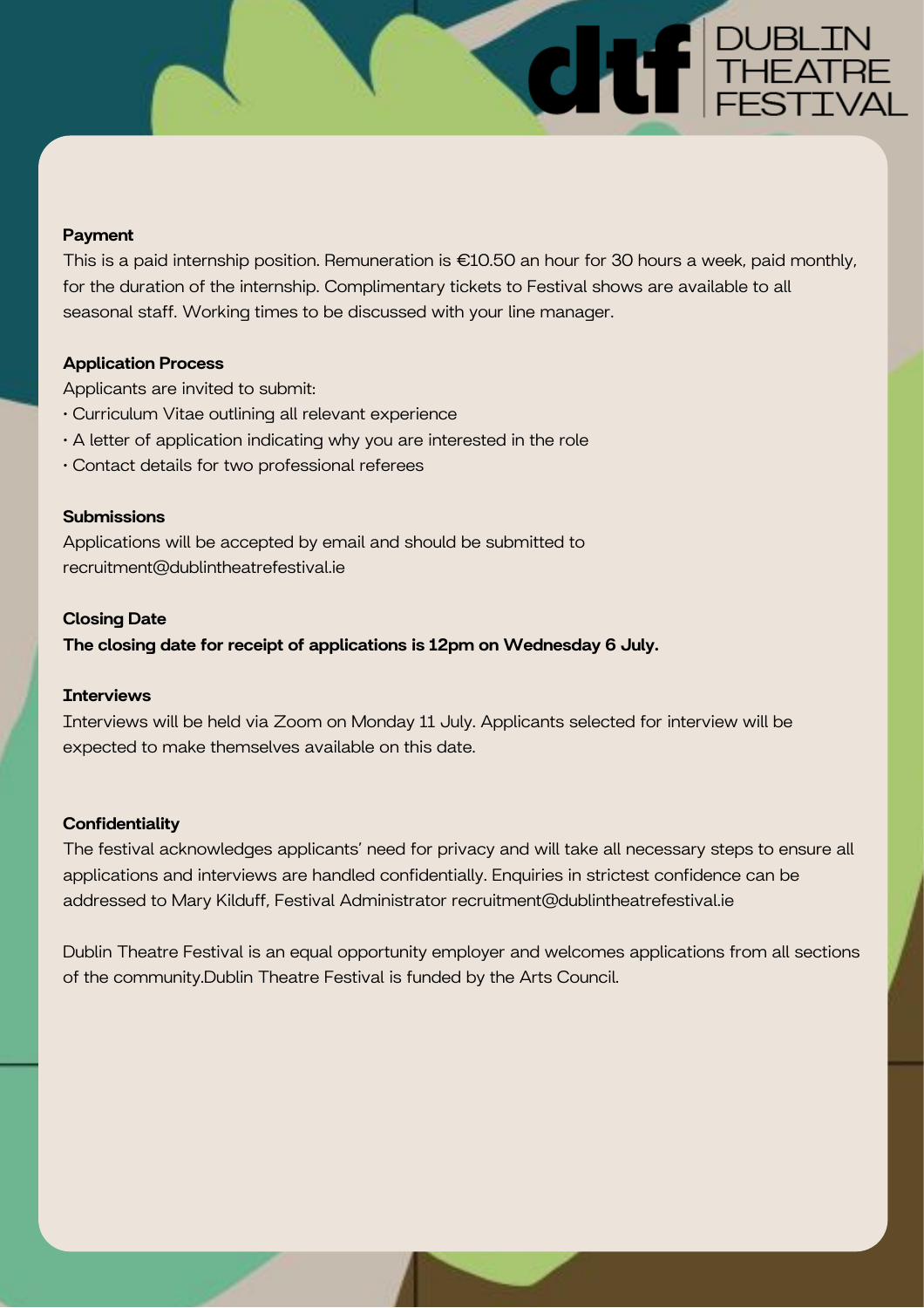**Payment**

This is a paid internship position. Remuneration is €10.50 an hour for 30 hours a week, paid monthly, for the duration of the internship. Complimentary tickets to Festival shows are available to all seasonal staff. Working times to be discussed with your line manager.

**Application Process**

Applicants are invited to submit:

- Curriculum Vitae outlining all relevant experience
- A letter of application indicating why you are interested in the role
- Contact details for two professional referees

**Submissions**

Applications will be accepted by email and should be submitted to recruitment@dublintheatrefestival.ie

**Closing Date**

**The closing date for receipt of applications is 12pm on Wednesday 6 July.**

**Interviews**

Interviews will be held via Zoom on Monday 11 July. Applicants selected for interview will be expected to make themselves available on this date.

**Confidentiality**

The festival acknowledges applicants' need for privacy and will take all necessary steps to ensure all applications and interviews are handled confidentially. Enquiries in strictest confidence can be addressed to Mary Kilduff, Festival Administrator recruitment@dublintheatrefestival.ie

Dublin Theatre Festival is an equal opportunity employer and welcomes applications from all sections of the community.Dublin Theatre Festival is funded by the Arts Council.